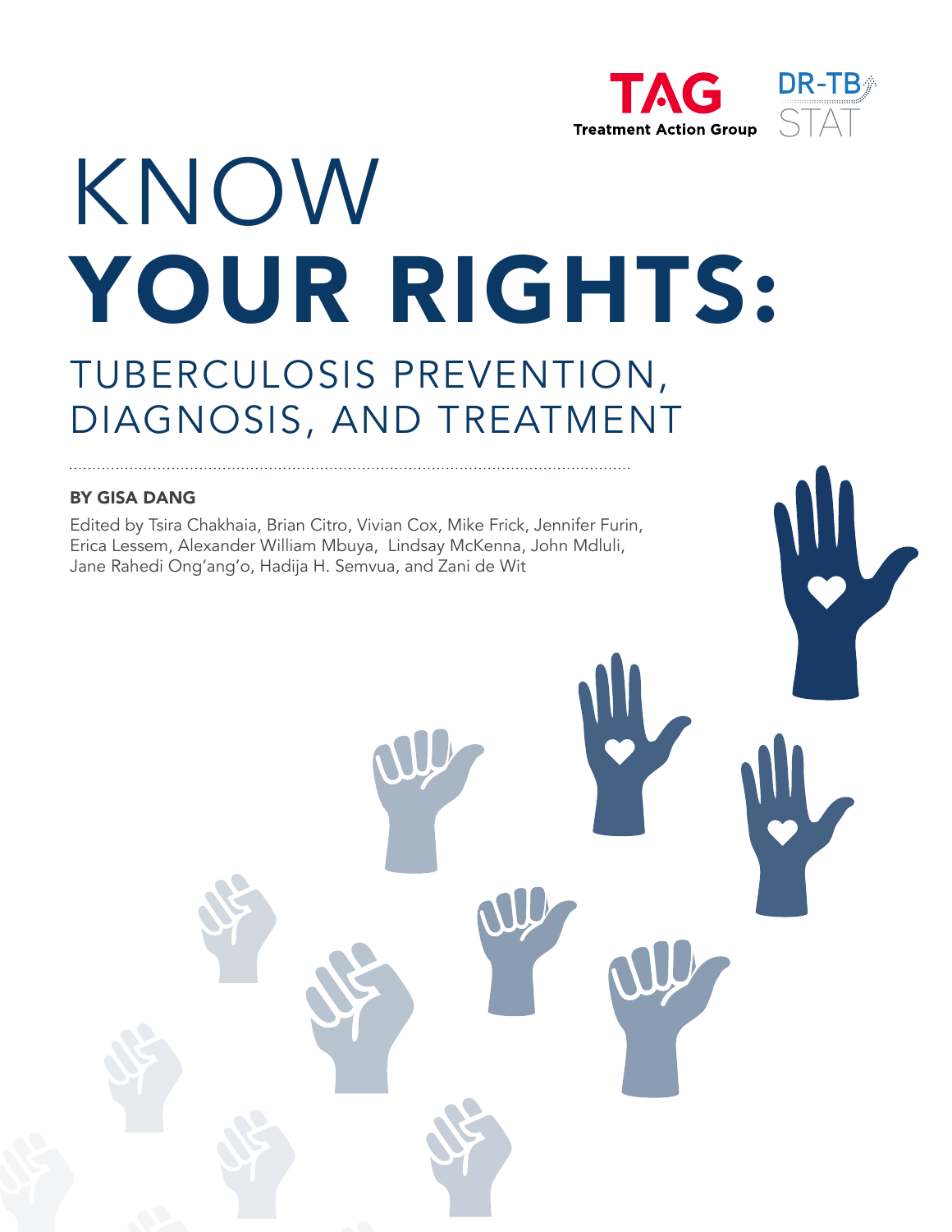TAG
Treatment Action Group

DR-TB STAT

# KNOW YOUR RIGHTS:

## TUBERCULOSIS PREVENTION, DIAGNOSIS, AND TREATMENT

**BY GISA DANG**

Edited by Tsira Chakhaia, Brian Citro, Vivian Cox, Mike Frick, Jennifer Furin, Erica Lessem, Alexander William Mbuya, Lindsay McKenna, John Mdluli, Jane Rahedi Ong'ang'o, Hadija H. Semvua, and Zani de Wit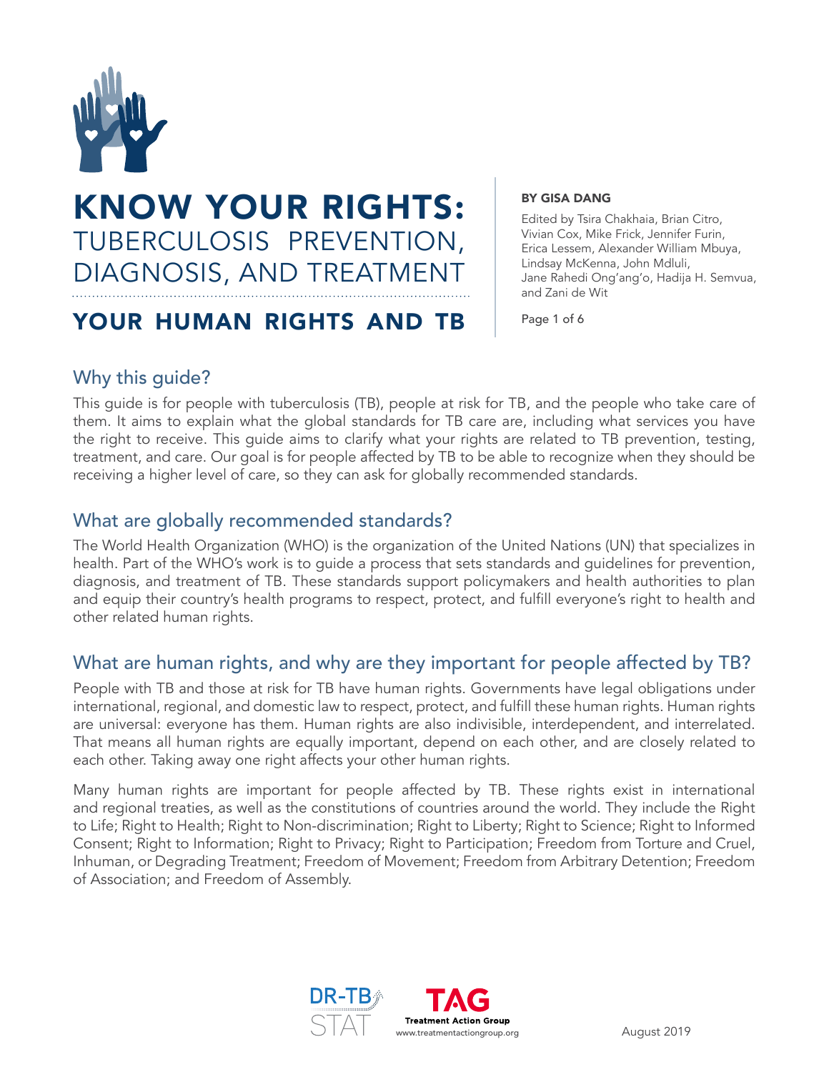# KNOW YOUR RIGHTS: TUBERCULOSIS PREVENTION, DIAGNOSIS, AND TREATMENT

## YOUR HUMAN RIGHTS AND TB

**BY GISA DANG**

Edited by Tsira Chakhaia, Brian Citro, Vivian Cox, Mike Frick, Jennifer Furin, Erica Lessem, Alexander William Mbuya, Lindsay McKenna, John Mdluli, Jane Rahedi Ong'ang'o, Hadija H. Semvua, and Zani de Wit

### Why this guide?

This guide is for people with tuberculosis (TB), people at risk for TB, and the people who take care of them. It aims to explain what the global standards for TB care are, including what services you have the right to receive. This guide aims to clarify what your rights are related to TB prevention, testing, treatment, and care. Our goal is for people affected by TB to be able to recognize when they should be receiving a higher level of care, so they can ask for globally recommended standards.

### What are globally recommended standards?

The World Health Organization (WHO) is the organization of the United Nations (UN) that specializes in health. Part of the WHO's work is to guide a process that sets standards and guidelines for prevention, diagnosis, and treatment of TB. These standards support policymakers and health authorities to plan and equip their country's health programs to respect, protect, and fulfill everyone's right to health and other related human rights.

### What are human rights, and why are they important for people affected by TB?

People with TB and those at risk for TB have human rights. Governments have legal obligations under international, regional, and domestic law to respect, protect, and fulfill these human rights. Human rights are universal: everyone has them. Human rights are also indivisible, interdependent, and interrelated. That means all human rights are equally important, depend on each other, and are closely related to each other. Taking away one right affects your other human rights.

Many human rights are important for people affected by TB. These rights exist in international and regional treaties, as well as the constitutions of countries around the world. They include the Right to Life; Right to Health; Right to Non-discrimination; Right to Liberty; Right to Science; Right to Informed Consent; Right to Information; Right to Privacy; Right to Participation; Freedom from Torture and Cruel, Inhuman, or Degrading Treatment; Freedom of Movement; Freedom from Arbitrary Detention; Freedom of Association; and Freedom of Assembly.

DR-TB STAT

TAG Treatment Action Group
www.treatmentactiongroup.org

August 2019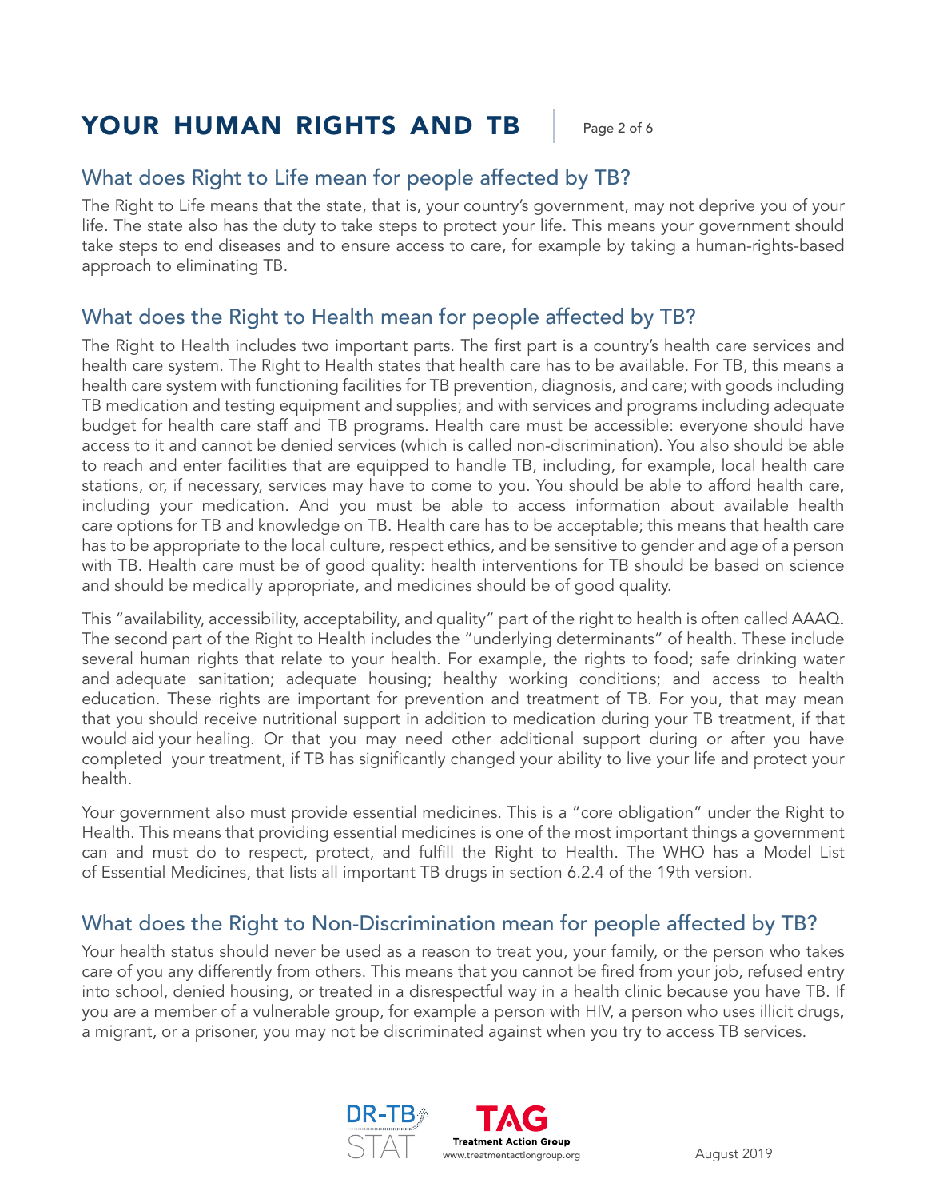# YOUR HUMAN RIGHTS AND TB

## What does Right to Life mean for people affected by TB?

The Right to Life means that the state, that is, your country's government, may not deprive you of your life. The state also has the duty to take steps to protect your life. This means your government should take steps to end diseases and to ensure access to care, for example by taking a human-rights-based approach to eliminating TB.

## What does the Right to Health mean for people affected by TB?

The Right to Health includes two important parts. The first part is a country's health care services and health care system. The Right to Health states that health care has to be available. For TB, this means a health care system with functioning facilities for TB prevention, diagnosis, and care; with goods including TB medication and testing equipment and supplies; and with services and programs including adequate budget for health care staff and TB programs. Health care must be accessible: everyone should have access to it and cannot be denied services (which is called non-discrimination). You also should be able to reach and enter facilities that are equipped to handle TB, including, for example, local health care stations, or, if necessary, services may have to come to you. You should be able to afford health care, including your medication. And you must be able to access information about available health care options for TB and knowledge on TB. Health care has to be acceptable; this means that health care has to be appropriate to the local culture, respect ethics, and be sensitive to gender and age of a person with TB. Health care must be of good quality: health interventions for TB should be based on science and should be medically appropriate, and medicines should be of good quality.

This "availability, accessibility, acceptability, and quality" part of the right to health is often called AAAQ. The second part of the Right to Health includes the "underlying determinants" of health. These include several human rights that relate to your health. For example, the rights to food; safe drinking water and adequate sanitation; adequate housing; healthy working conditions; and access to health education. These rights are important for prevention and treatment of TB. For you, that may mean that you should receive nutritional support in addition to medication during your TB treatment, if that would aid your healing. Or that you may need other additional support during or after you have completed your treatment, if TB has significantly changed your ability to live your life and protect your health.

Your government also must provide essential medicines. This is a "core obligation" under the Right to Health. This means that providing essential medicines is one of the most important things a government can and must do to respect, protect, and fulfill the Right to Health. The WHO has a Model List of Essential Medicines, that lists all important TB drugs in section 6.2.4 of the 19th version.

## What does the Right to Non-Discrimination mean for people affected by TB?

Your health status should never be used as a reason to treat you, your family, or the person who takes care of you any differently from others. This means that you cannot be fired from your job, refused entry into school, denied housing, or treated in a disrespectful way in a health clinic because you have TB. If you are a member of a vulnerable group, for example a person with HIV, a person who uses illicit drugs, a migrant, or a prisoner, you may not be discriminated against when you try to access TB services.

DR-TB STAT

TAG Treatment Action Group
www.treatmentactiongroup.org

August 2019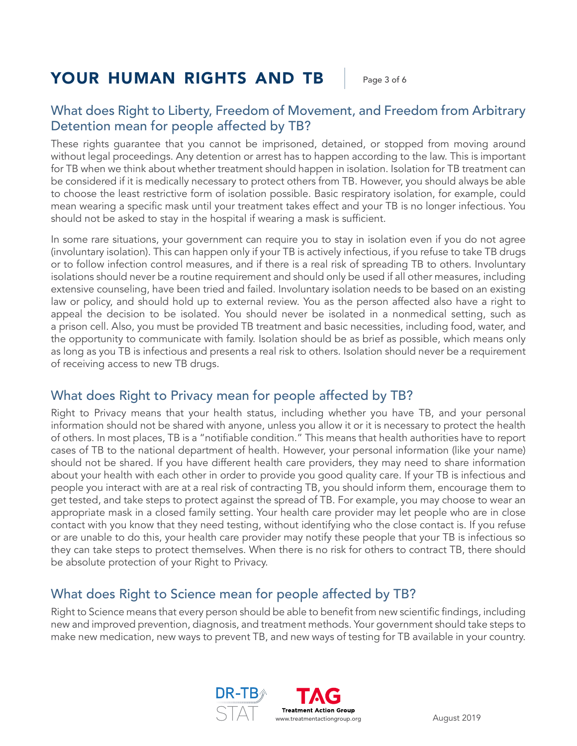## What does Right to Liberty, Freedom of Movement, and Freedom from Arbitrary Detention mean for people affected by TB?

These rights guarantee that you cannot be imprisoned, detained, or stopped from moving around without legal proceedings. Any detention or arrest has to happen according to the law. This is important for TB when we think about whether treatment should happen in isolation. Isolation for TB treatment can be considered if it is medically necessary to protect others from TB. However, you should always be able to choose the least restrictive form of isolation possible. Basic respiratory isolation, for example, could mean wearing a specific mask until your treatment takes effect and your TB is no longer infectious. You should not be asked to stay in the hospital if wearing a mask is sufficient.

In some rare situations, your government can require you to stay in isolation even if you do not agree (involuntary isolation). This can happen only if your TB is actively infectious, if you refuse to take TB drugs or to follow infection control measures, and if there is a real risk of spreading TB to others. Involuntary isolations should never be a routine requirement and should only be used if all other measures, including extensive counseling, have been tried and failed. Involuntary isolation needs to be based on an existing law or policy, and should hold up to external review. You as the person affected also have a right to appeal the decision to be isolated. You should never be isolated in a nonmedical setting, such as a prison cell. Also, you must be provided TB treatment and basic necessities, including food, water, and the opportunity to communicate with family. Isolation should be as brief as possible, which means only as long as you TB is infectious and presents a real risk to others. Isolation should never be a requirement of receiving access to new TB drugs.

## What does Right to Privacy mean for people affected by TB?

Right to Privacy means that your health status, including whether you have TB, and your personal information should not be shared with anyone, unless you allow it or it is necessary to protect the health of others. In most places, TB is a "notifiable condition." This means that health authorities have to report cases of TB to the national department of health. However, your personal information (like your name) should not be shared. If you have different health care providers, they may need to share information about your health with each other in order to provide you good quality care. If your TB is infectious and people you interact with are at a real risk of contracting TB, you should inform them, encourage them to get tested, and take steps to protect against the spread of TB. For example, you may choose to wear an appropriate mask in a closed family setting. Your health care provider may let people who are in close contact with you know that they need testing, without identifying who the close contact is. If you refuse or are unable to do this, your health care provider may notify these people that your TB is infectious so they can take steps to protect themselves. When there is no risk for others to contract TB, there should be absolute protection of your Right to Privacy.

## What does Right to Science mean for people affected by TB?

Right to Science means that every person should be able to benefit from new scientific findings, including new and improved prevention, diagnosis, and treatment methods. Your government should take steps to make new medication, new ways to prevent TB, and new ways of testing for TB available in your country.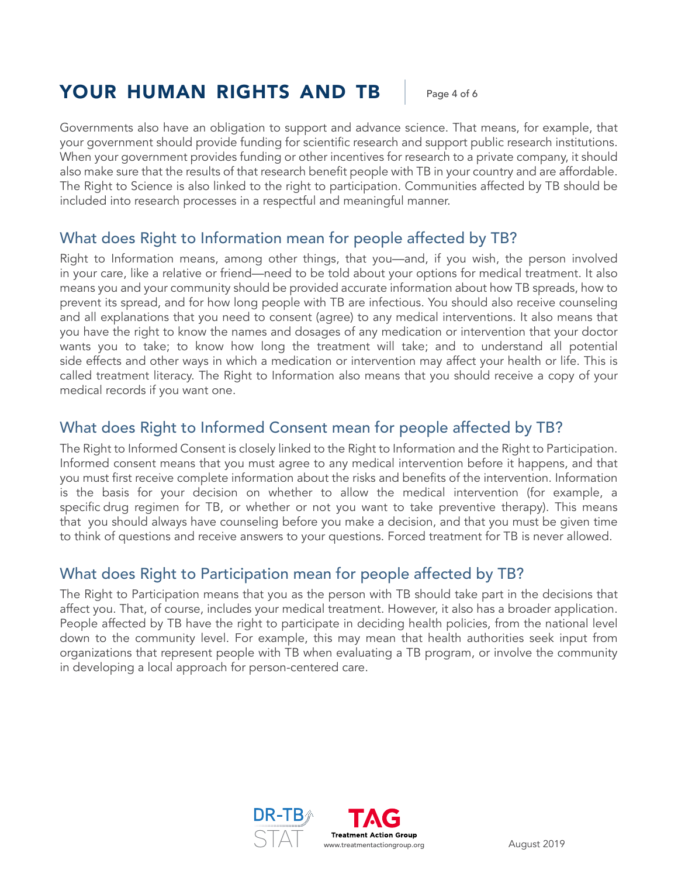Governments also have an obligation to support and advance science. That means, for example, that your government should provide funding for scientific research and support public research institutions. When your government provides funding or other incentives for research to a private company, it should also make sure that the results of that research benefit people with TB in your country and are affordable. The Right to Science is also linked to the right to participation. Communities affected by TB should be included into research processes in a respectful and meaningful manner.

## What does Right to Information mean for people affected by TB?

Right to Information means, among other things, that you—and, if you wish, the person involved in your care, like a relative or friend—need to be told about your options for medical treatment. It also means you and your community should be provided accurate information about how TB spreads, how to prevent its spread, and for how long people with TB are infectious. You should also receive counseling and all explanations that you need to consent (agree) to any medical interventions. It also means that you have the right to know the names and dosages of any medication or intervention that your doctor wants you to take; to know how long the treatment will take; and to understand all potential side effects and other ways in which a medication or intervention may affect your health or life. This is called treatment literacy. The Right to Information also means that you should receive a copy of your medical records if you want one.

## What does Right to Informed Consent mean for people affected by TB?

The Right to Informed Consent is closely linked to the Right to Information and the Right to Participation. Informed consent means that you must agree to any medical intervention before it happens, and that you must first receive complete information about the risks and benefits of the intervention. Information is the basis for your decision on whether to allow the medical intervention (for example, a specific drug regimen for TB, or whether or not you want to take preventive therapy). This means that you should always have counseling before you make a decision, and that you must be given time to think of questions and receive answers to your questions. Forced treatment for TB is never allowed.

## What does Right to Participation mean for people affected by TB?

The Right to Participation means that you as the person with TB should take part in the decisions that affect you. That, of course, includes your medical treatment. However, it also has a broader application. People affected by TB have the right to participate in deciding health policies, from the national level down to the community level. For example, this may mean that health authorities seek input from organizations that represent people with TB when evaluating a TB program, or involve the community in developing a local approach for person-centered care.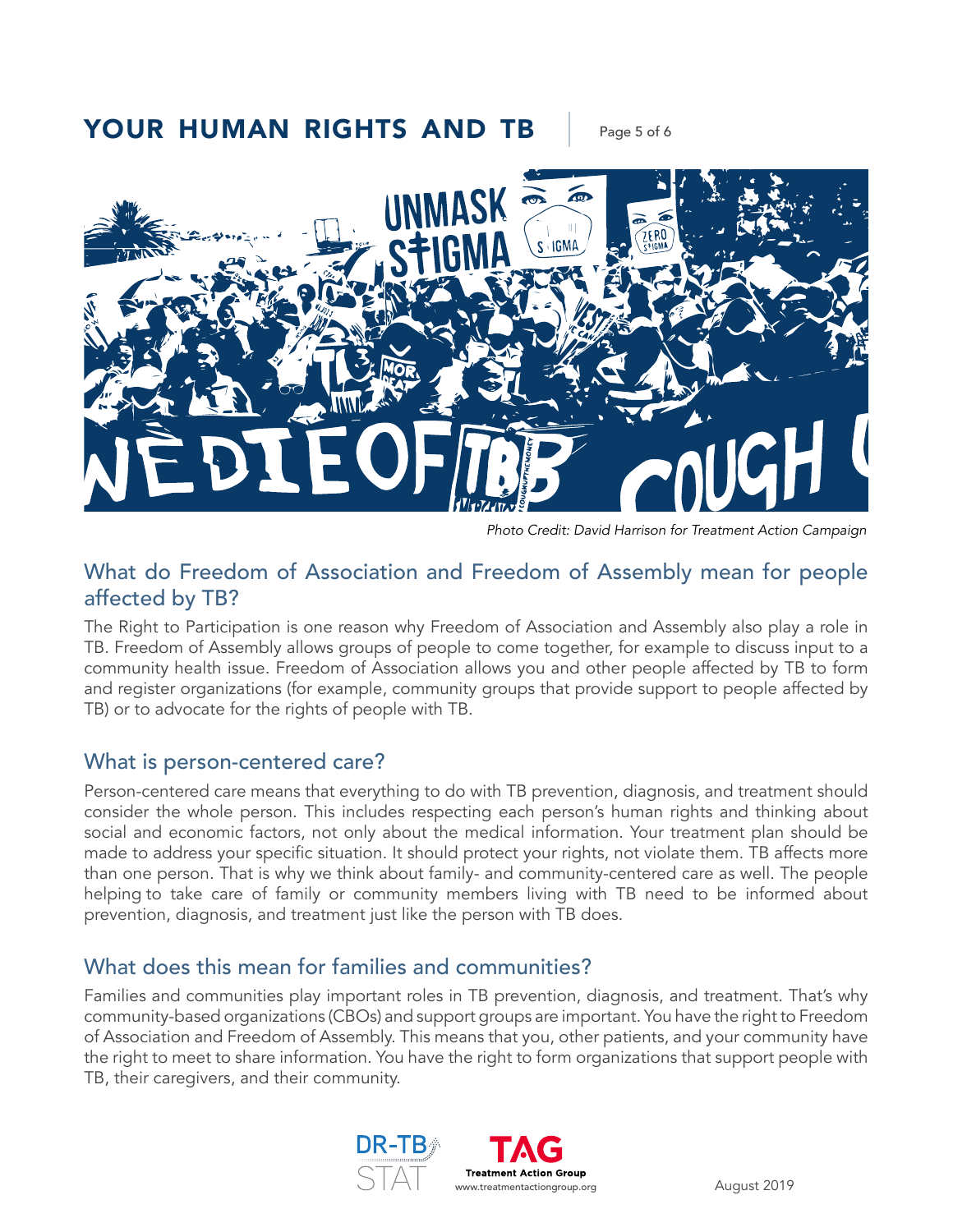Photo Credit: David Harrison for Treatment Action Campaign

## What do Freedom of Association and Freedom of Assembly mean for people affected by TB?

The Right to Participation is one reason why Freedom of Association and Assembly also play a role in TB. Freedom of Assembly allows groups of people to come together, for example to discuss input to a community health issue. Freedom of Association allows you and other people affected by TB to form and register organizations (for example, community groups that provide support to people affected by TB) or to advocate for the rights of people with TB.

## What is person-centered care?

Person-centered care means that everything to do with TB prevention, diagnosis, and treatment should consider the whole person. This includes respecting each person's human rights and thinking about social and economic factors, not only about the medical information. Your treatment plan should be made to address your specific situation. It should protect your rights, not violate them. TB affects more than one person. That is why we think about family- and community-centered care as well. The people helping to take care of family or community members living with TB need to be informed about prevention, diagnosis, and treatment just like the person with TB does.

## What does this mean for families and communities?

Families and communities play important roles in TB prevention, diagnosis, and treatment. That's why community-based organizations (CBOs) and support groups are important. You have the right to Freedom of Association and Freedom of Assembly. This means that you, other patients, and your community have the right to meet to share information. You have the right to form organizations that support people with TB, their caregivers, and their community.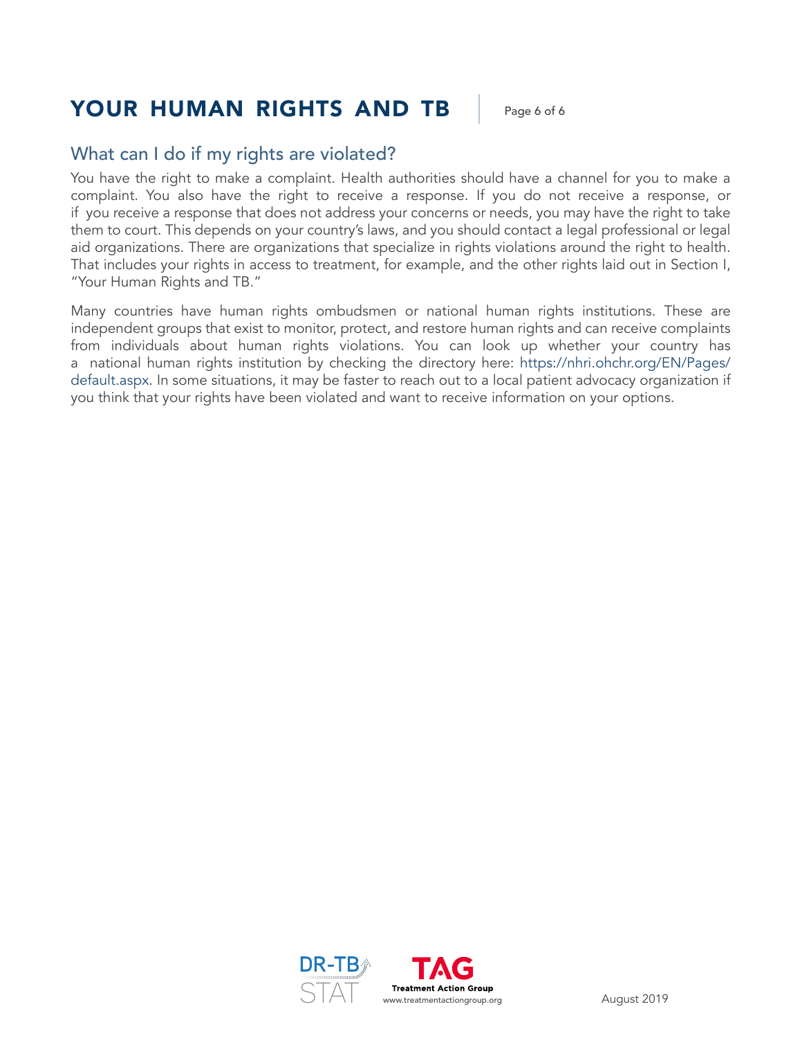## What can I do if my rights are violated?

You have the right to make a complaint. Health authorities should have a channel for you to make a complaint. You also have the right to receive a response. If you do not receive a response, or if you receive a response that does not address your concerns or needs, you may have the right to take them to court. This depends on your country's laws, and you should contact a legal professional or legal aid organizations. There are organizations that specialize in rights violations around the right to health. That includes your rights in access to treatment, for example, and the other rights laid out in Section I, "Your Human Rights and TB."

Many countries have human rights ombudsmen or national human rights institutions. These are independent groups that exist to monitor, protect, and restore human rights and can receive complaints from individuals about human rights violations. You can look up whether your country has a national human rights institution by checking the directory here: https://nhri.ohchr.org/EN/Pages/default.aspx. In some situations, it may be faster to reach out to a local patient advocacy organization if you think that your rights have been violated and want to receive information on your options.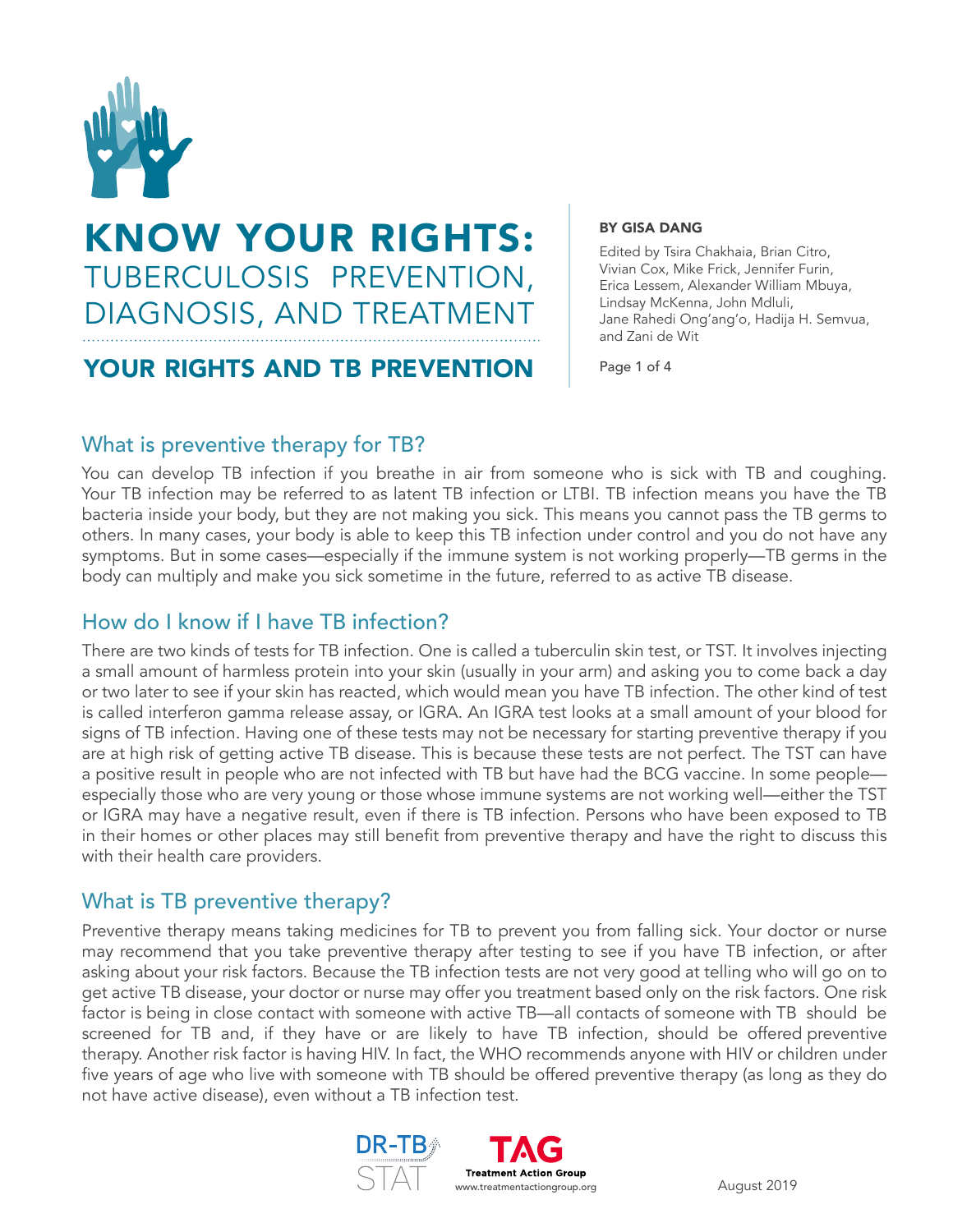# KNOW YOUR RIGHTS: TUBERCULOSIS PREVENTION, DIAGNOSIS, AND TREATMENT

## YOUR RIGHTS AND TB PREVENTION

**BY GISA DANG**

Edited by Tsira Chakhaia, Brian Citro, Vivian Cox, Mike Frick, Jennifer Furin, Erica Lessem, Alexander William Mbuya, Lindsay McKenna, John Mdluli, Jane Rahedi Ong'ang'o, Hadija H. Semvua, and Zani de Wit

### What is preventive therapy for TB?

You can develop TB infection if you breathe in air from someone who is sick with TB and coughing. Your TB infection may be referred to as latent TB infection or LTBI. TB infection means you have the TB bacteria inside your body, but they are not making you sick. This means you cannot pass the TB germs to others. In many cases, your body is able to keep this TB infection under control and you do not have any symptoms. But in some cases—especially if the immune system is not working properly—TB germs in the body can multiply and make you sick sometime in the future, referred to as active TB disease.

### How do I know if I have TB infection?

There are two kinds of tests for TB infection. One is called a tuberculin skin test, or TST. It involves injecting a small amount of harmless protein into your skin (usually in your arm) and asking you to come back a day or two later to see if your skin has reacted, which would mean you have TB infection. The other kind of test is called interferon gamma release assay, or IGRA. An IGRA test looks at a small amount of your blood for signs of TB infection. Having one of these tests may not be necessary for starting preventive therapy if you are at high risk of getting active TB disease. This is because these tests are not perfect. The TST can have a positive result in people who are not infected with TB but have had the BCG vaccine. In some people—especially those who are very young or those whose immune systems are not working well—either the TST or IGRA may have a negative result, even if there is TB infection. Persons who have been exposed to TB in their homes or other places may still benefit from preventive therapy and have the right to discuss this with their health care providers.

### What is TB preventive therapy?

Preventive therapy means taking medicines for TB to prevent you from falling sick. Your doctor or nurse may recommend that you take preventive therapy after testing to see if you have TB infection, or after asking about your risk factors. Because the TB infection tests are not very good at telling who will go on to get active TB disease, your doctor or nurse may offer you treatment based only on the risk factors. One risk factor is being in close contact with someone with active TB—all contacts of someone with TB should be screened for TB and, if they have or are likely to have TB infection, should be offered preventive therapy. Another risk factor is having HIV. In fact, the WHO recommends anyone with HIV or children under five years of age who live with someone with TB should be offered preventive therapy (as long as they do not have active disease), even without a TB infection test.

DR-TB STAT

TAG Treatment Action Group
www.treatmentactiongroup.org

August 2019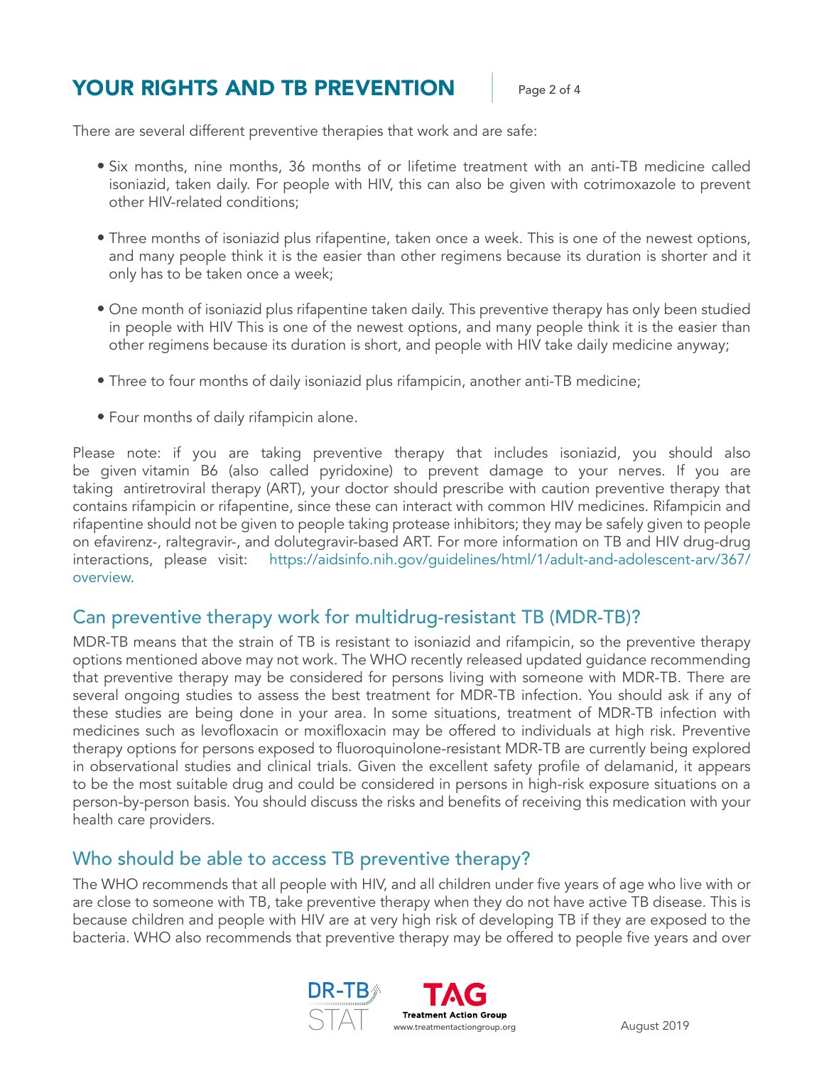There are several different preventive therapies that work and are safe:

- Six months, nine months, 36 months of or lifetime treatment with an anti-TB medicine called isoniazid, taken daily. For people with HIV, this can also be given with cotrimoxazole to prevent other HIV-related conditions;
- Three months of isoniazid plus rifapentine, taken once a week. This is one of the newest options, and many people think it is the easier than other regimens because its duration is shorter and it only has to be taken once a week;
- One month of isoniazid plus rifapentine taken daily. This preventive therapy has only been studied in people with HIV This is one of the newest options, and many people think it is the easier than other regimens because its duration is short, and people with HIV take daily medicine anyway;
- Three to four months of daily isoniazid plus rifampicin, another anti-TB medicine;
- Four months of daily rifampicin alone.

Please note: if you are taking preventive therapy that includes isoniazid, you should also be given vitamin B6 (also called pyridoxine) to prevent damage to your nerves. If you are taking antiretroviral therapy (ART), your doctor should prescribe with caution preventive therapy that contains rifampicin or rifapentine, since these can interact with common HIV medicines. Rifampicin and rifapentine should not be given to people taking protease inhibitors; they may be safely given to people on efavirenz-, raltegravir-, and dolutegravir-based ART. For more information on TB and HIV drug-drug interactions, please visit: https://aidsinfo.nih.gov/guidelines/html/1/adult-and-adolescent-arv/367/overview.

## Can preventive therapy work for multidrug-resistant TB (MDR-TB)?

MDR-TB means that the strain of TB is resistant to isoniazid and rifampicin, so the preventive therapy options mentioned above may not work. The WHO recently released updated guidance recommending that preventive therapy may be considered for persons living with someone with MDR-TB. There are several ongoing studies to assess the best treatment for MDR-TB infection. You should ask if any of these studies are being done in your area. In some situations, treatment of MDR-TB infection with medicines such as levofloxacin or moxifloxacin may be offered to individuals at high risk. Preventive therapy options for persons exposed to fluoroquinolone-resistant MDR-TB are currently being explored in observational studies and clinical trials. Given the excellent safety profile of delamanid, it appears to be the most suitable drug and could be considered in persons in high-risk exposure situations on a person-by-person basis. You should discuss the risks and benefits of receiving this medication with your health care providers.

## Who should be able to access TB preventive therapy?

The WHO recommends that all people with HIV, and all children under five years of age who live with or are close to someone with TB, take preventive therapy when they do not have active TB disease. This is because children and people with HIV are at very high risk of developing TB if they are exposed to the bacteria. WHO also recommends that preventive therapy may be offered to people five years and over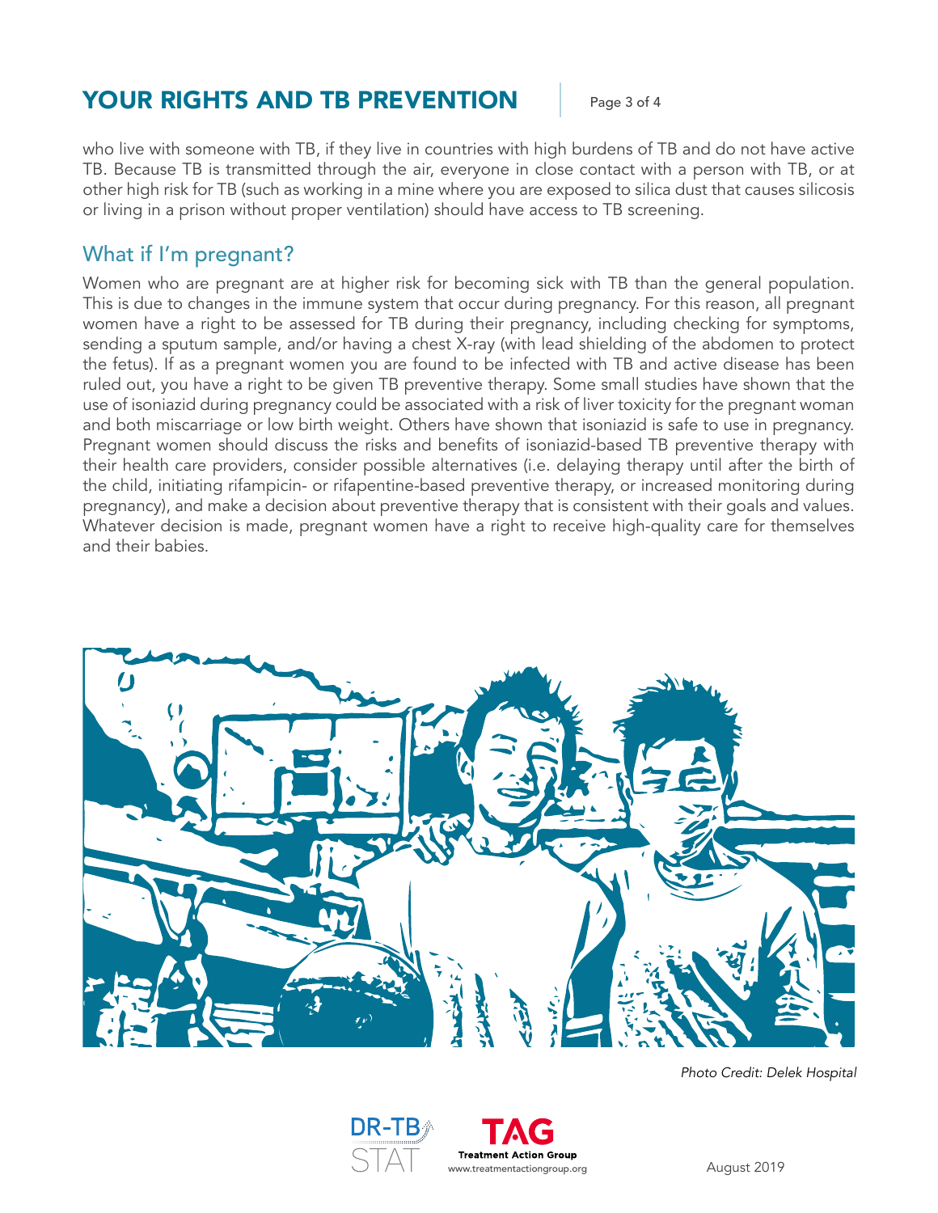who live with someone with TB, if they live in countries with high burdens of TB and do not have active TB. Because TB is transmitted through the air, everyone in close contact with a person with TB, or at other high risk for TB (such as working in a mine where you are exposed to silica dust that causes silicosis or living in a prison without proper ventilation) should have access to TB screening.

## What if I'm pregnant?

Women who are pregnant are at higher risk for becoming sick with TB than the general population. This is due to changes in the immune system that occur during pregnancy. For this reason, all pregnant women have a right to be assessed for TB during their pregnancy, including checking for symptoms, sending a sputum sample, and/or having a chest X-ray (with lead shielding of the abdomen to protect the fetus). If as a pregnant women you are found to be infected with TB and active disease has been ruled out, you have a right to be given TB preventive therapy. Some small studies have shown that the use of isoniazid during pregnancy could be associated with a risk of liver toxicity for the pregnant woman and both miscarriage or low birth weight. Others have shown that isoniazid is safe to use in pregnancy. Pregnant women should discuss the risks and benefits of isoniazid-based TB preventive therapy with their health care providers, consider possible alternatives (i.e. delaying therapy until after the birth of the child, initiating rifampicin- or rifapentine-based preventive therapy, or increased monitoring during pregnancy), and make a decision about preventive therapy that is consistent with their goals and values. Whatever decision is made, pregnant women have a right to receive high-quality care for themselves and their babies.

*Photo Credit: Delek Hospital*

DR-TB STAT

TAG Treatment Action Group
www.treatmentactiongroup.org

August 2019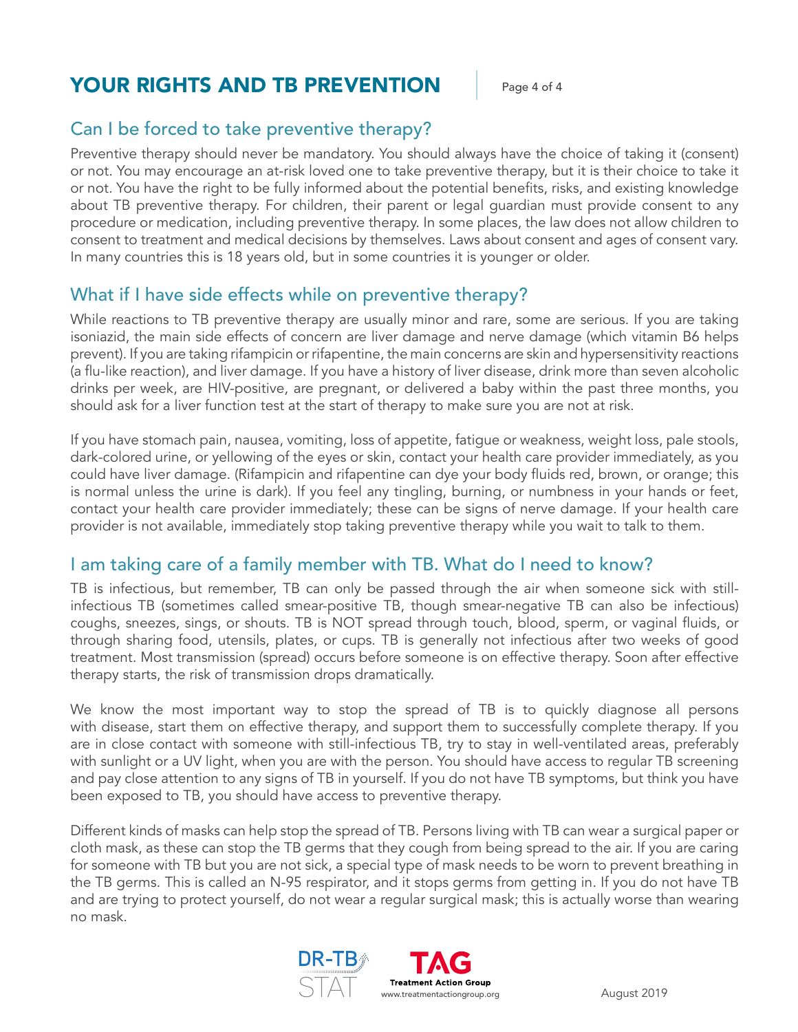# YOUR RIGHTS AND TB PREVENTION

## Can I be forced to take preventive therapy?

Preventive therapy should never be mandatory. You should always have the choice of taking it (consent) or not. You may encourage an at-risk loved one to take preventive therapy, but it is their choice to take it or not. You have the right to be fully informed about the potential benefits, risks, and existing knowledge about TB preventive therapy. For children, their parent or legal guardian must provide consent to any procedure or medication, including preventive therapy. In some places, the law does not allow children to consent to treatment and medical decisions by themselves. Laws about consent and ages of consent vary. In many countries this is 18 years old, but in some countries it is younger or older.

## What if I have side effects while on preventive therapy?

While reactions to TB preventive therapy are usually minor and rare, some are serious. If you are taking isoniazid, the main side effects of concern are liver damage and nerve damage (which vitamin B6 helps prevent). If you are taking rifampicin or rifapentine, the main concerns are skin and hypersensitivity reactions (a flu-like reaction), and liver damage. If you have a history of liver disease, drink more than seven alcoholic drinks per week, are HIV-positive, are pregnant, or delivered a baby within the past three months, you should ask for a liver function test at the start of therapy to make sure you are not at risk.

If you have stomach pain, nausea, vomiting, loss of appetite, fatigue or weakness, weight loss, pale stools, dark-colored urine, or yellowing of the eyes or skin, contact your health care provider immediately, as you could have liver damage. (Rifampicin and rifapentine can dye your body fluids red, brown, or orange; this is normal unless the urine is dark). If you feel any tingling, burning, or numbness in your hands or feet, contact your health care provider immediately; these can be signs of nerve damage. If your health care provider is not available, immediately stop taking preventive therapy while you wait to talk to them.

## I am taking care of a family member with TB. What do I need to know?

TB is infectious, but remember, TB can only be passed through the air when someone sick with still-infectious TB (sometimes called smear-positive TB, though smear-negative TB can also be infectious) coughs, sneezes, sings, or shouts. TB is NOT spread through touch, blood, sperm, or vaginal fluids, or through sharing food, utensils, plates, or cups. TB is generally not infectious after two weeks of good treatment. Most transmission (spread) occurs before someone is on effective therapy. Soon after effective therapy starts, the risk of transmission drops dramatically.

We know the most important way to stop the spread of TB is to quickly diagnose all persons with disease, start them on effective therapy, and support them to successfully complete therapy. If you are in close contact with someone with still-infectious TB, try to stay in well-ventilated areas, preferably with sunlight or a UV light, when you are with the person. You should have access to regular TB screening and pay close attention to any signs of TB in yourself. If you do not have TB symptoms, but think you have been exposed to TB, you should have access to preventive therapy.

Different kinds of masks can help stop the spread of TB. Persons living with TB can wear a surgical paper or cloth mask, as these can stop the TB germs that they cough from being spread to the air. If you are caring for someone with TB but you are not sick, a special type of mask needs to be worn to prevent breathing in the TB germs. This is called an N-95 respirator, and it stops germs from getting in. If you do not have TB and are trying to protect yourself, do not wear a regular surgical mask; this is actually worse than wearing no mask.

DR-TB STAT

TAG Treatment Action Group
www.treatmentactiongroup.org

August 2019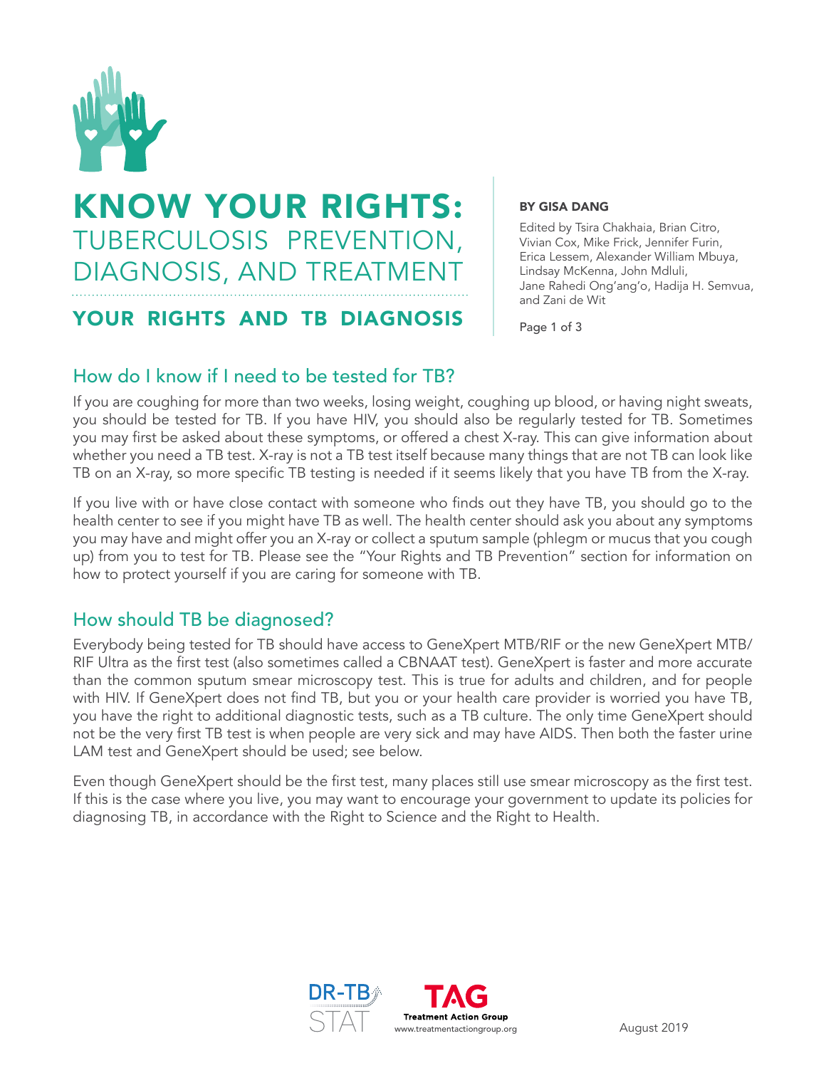# KNOW YOUR RIGHTS: TUBERCULOSIS PREVENTION, DIAGNOSIS, AND TREATMENT

## YOUR RIGHTS AND TB DIAGNOSIS

**BY GISA DANG**

Edited by Tsira Chakhaia, Brian Citro, Vivian Cox, Mike Frick, Jennifer Furin, Erica Lessem, Alexander William Mbuya, Lindsay McKenna, John Mdluli, Jane Rahedi Ong'ang'o, Hadija H. Semvua, and Zani de Wit

### How do I know if I need to be tested for TB?

If you are coughing for more than two weeks, losing weight, coughing up blood, or having night sweats, you should be tested for TB. If you have HIV, you should also be regularly tested for TB. Sometimes you may first be asked about these symptoms, or offered a chest X-ray. This can give information about whether you need a TB test. X-ray is not a TB test itself because many things that are not TB can look like TB on an X-ray, so more specific TB testing is needed if it seems likely that you have TB from the X-ray.

If you live with or have close contact with someone who finds out they have TB, you should go to the health center to see if you might have TB as well. The health center should ask you about any symptoms you may have and might offer you an X-ray or collect a sputum sample (phlegm or mucus that you cough up) from you to test for TB. Please see the "Your Rights and TB Prevention" section for information on how to protect yourself if you are caring for someone with TB.

### How should TB be diagnosed?

Everybody being tested for TB should have access to GeneXpert MTB/RIF or the new GeneXpert MTB/RIF Ultra as the first test (also sometimes called a CBNAAT test). GeneXpert is faster and more accurate than the common sputum smear microscopy test. This is true for adults and children, and for people with HIV. If GeneXpert does not find TB, but you or your health care provider is worried you have TB, you have the right to additional diagnostic tests, such as a TB culture. The only time GeneXpert should not be the very first TB test is when people are very sick and may have AIDS. Then both the faster urine LAM test and GeneXpert should be used; see below.

Even though GeneXpert should be the first test, many places still use smear microscopy as the first test. If this is the case where you live, you may want to encourage your government to update its policies for diagnosing TB, in accordance with the Right to Science and the Right to Health.

DR-TB STAT | TAG Treatment Action Group www.treatmentactiongroup.org

August 2019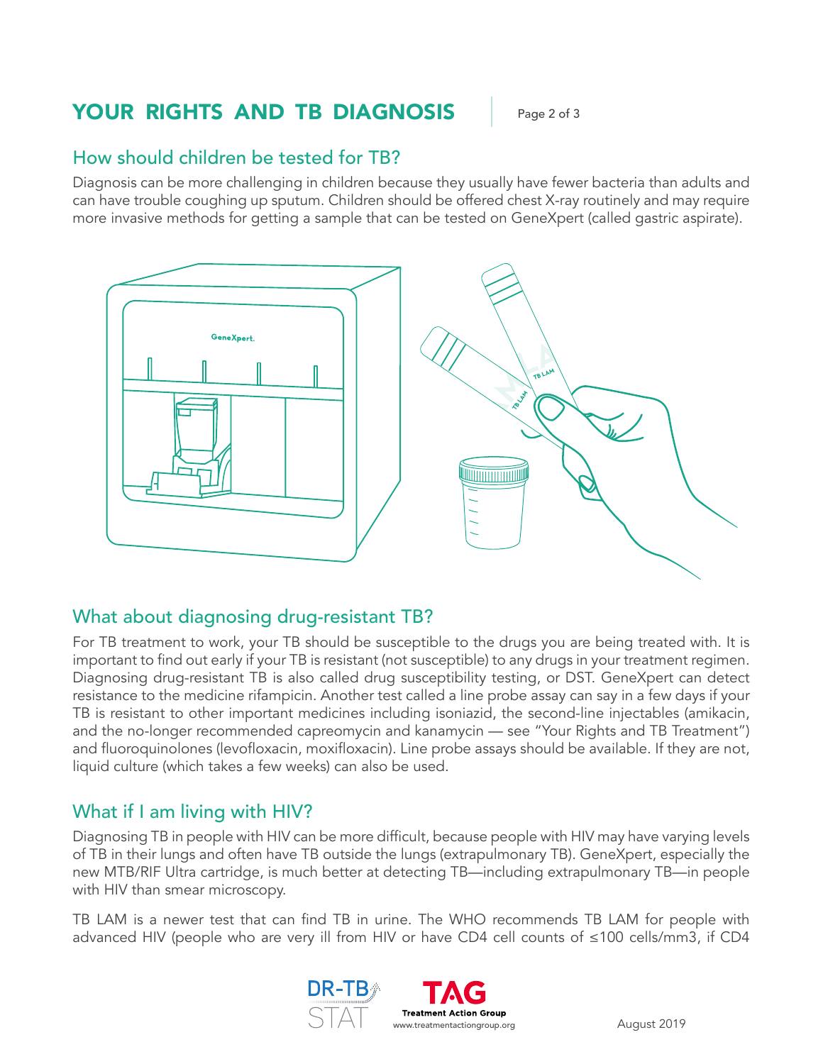## How should children be tested for TB?

Diagnosis can be more challenging in children because they usually have fewer bacteria than adults and can have trouble coughing up sputum. Children should be offered chest X-ray routinely and may require more invasive methods for getting a sample that can be tested on GeneXpert (called gastric aspirate).

## What about diagnosing drug-resistant TB?

For TB treatment to work, your TB should be susceptible to the drugs you are being treated with. It is important to find out early if your TB is resistant (not susceptible) to any drugs in your treatment regimen. Diagnosing drug-resistant TB is also called drug susceptibility testing, or DST. GeneXpert can detect resistance to the medicine rifampicin. Another test called a line probe assay can say in a few days if your TB is resistant to other important medicines including isoniazid, the second-line injectables (amikacin, and the no-longer recommended capreomycin and kanamycin — see "Your Rights and TB Treatment") and fluoroquinolones (levofloxacin, moxifloxacin). Line probe assays should be available. If they are not, liquid culture (which takes a few weeks) can also be used.

## What if I am living with HIV?

Diagnosing TB in people with HIV can be more difficult, because people with HIV may have varying levels of TB in their lungs and often have TB outside the lungs (extrapulmonary TB). GeneXpert, especially the new MTB/RIF Ultra cartridge, is much better at detecting TB—including extrapulmonary TB—in people with HIV than smear microscopy.

TB LAM is a newer test that can find TB in urine. The WHO recommends TB LAM for people with advanced HIV (people who are very ill from HIV or have CD4 cell counts of ≤100 cells/mm3, if CD4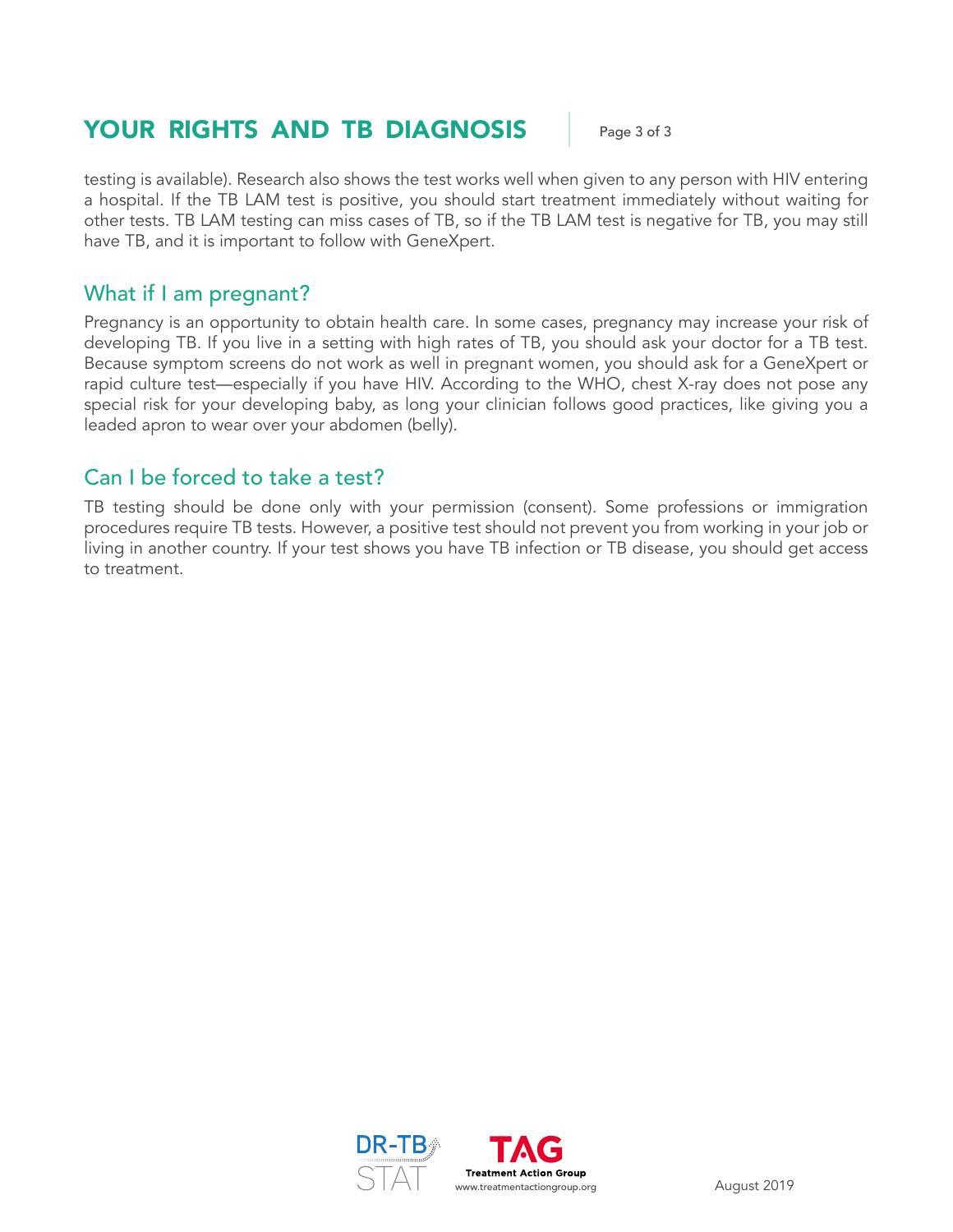testing is available). Research also shows the test works well when given to any person with HIV entering a hospital. If the TB LAM test is positive, you should start treatment immediately without waiting for other tests. TB LAM testing can miss cases of TB, so if the TB LAM test is negative for TB, you may still have TB, and it is important to follow with GeneXpert.

## What if I am pregnant?

Pregnancy is an opportunity to obtain health care. In some cases, pregnancy may increase your risk of developing TB. If you live in a setting with high rates of TB, you should ask your doctor for a TB test. Because symptom screens do not work as well in pregnant women, you should ask for a GeneXpert or rapid culture test—especially if you have HIV. According to the WHO, chest X-ray does not pose any special risk for your developing baby, as long your clinician follows good practices, like giving you a leaded apron to wear over your abdomen (belly).

## Can I be forced to take a test?

TB testing should be done only with your permission (consent). Some professions or immigration procedures require TB tests. However, a positive test should not prevent you from working in your job or living in another country. If your test shows you have TB infection or TB disease, you should get access to treatment.

DR-TB STAT

TAG Treatment Action Group
www.treatmentactiongroup.org

August 2019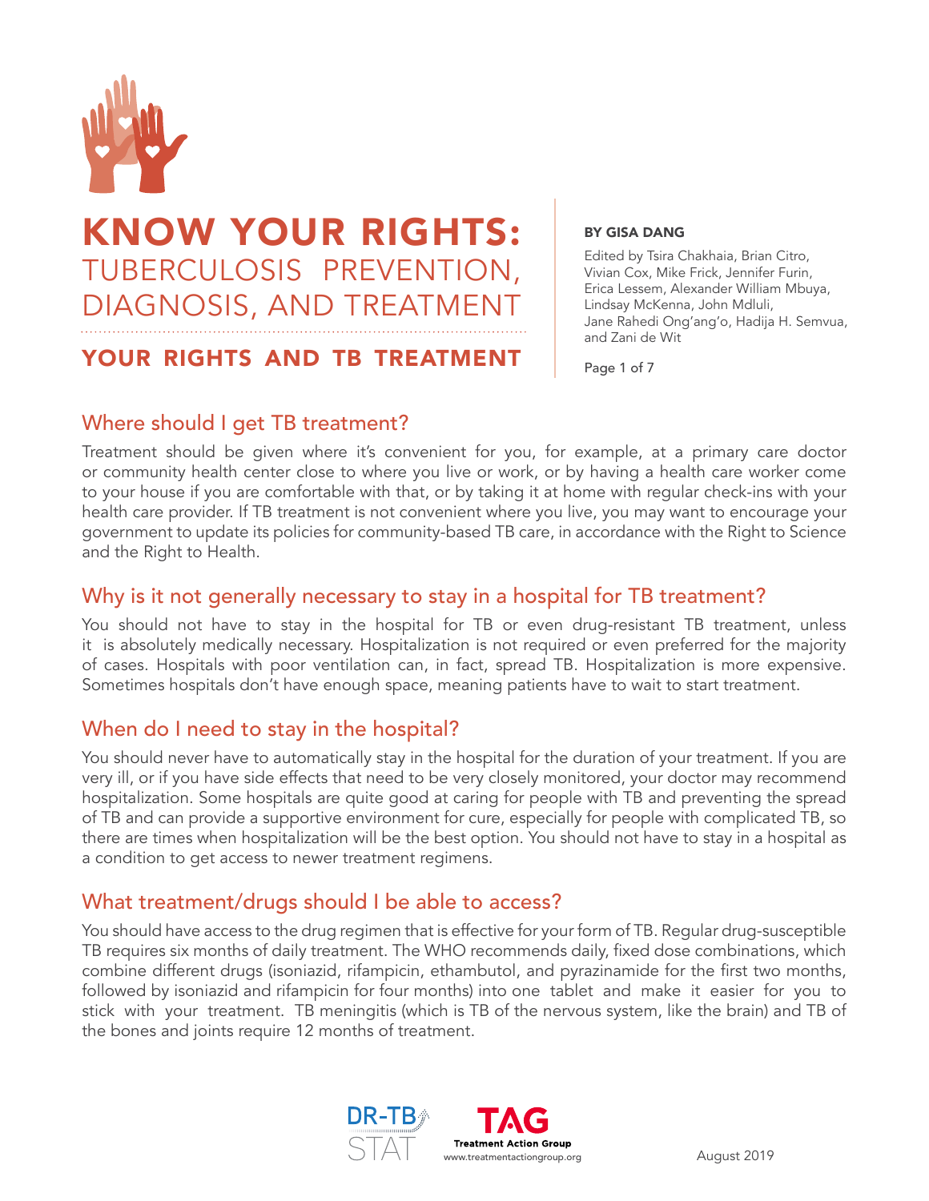# KNOW YOUR RIGHTS: TUBERCULOSIS PREVENTION, DIAGNOSIS, AND TREATMENT

## YOUR RIGHTS AND TB TREATMENT

**BY GISA DANG**

Edited by Tsira Chakhaia, Brian Citro, Vivian Cox, Mike Frick, Jennifer Furin, Erica Lessem, Alexander William Mbuya, Lindsay McKenna, John Mdluli, Jane Rahedi Ong'ang'o, Hadija H. Semvua, and Zani de Wit

### Where should I get TB treatment?

Treatment should be given where it's convenient for you, for example, at a primary care doctor or community health center close to where you live or work, or by having a health care worker come to your house if you are comfortable with that, or by taking it at home with regular check-ins with your health care provider. If TB treatment is not convenient where you live, you may want to encourage your government to update its policies for community-based TB care, in accordance with the Right to Science and the Right to Health.

### Why is it not generally necessary to stay in a hospital for TB treatment?

You should not have to stay in the hospital for TB or even drug-resistant TB treatment, unless it is absolutely medically necessary. Hospitalization is not required or even preferred for the majority of cases. Hospitals with poor ventilation can, in fact, spread TB. Hospitalization is more expensive. Sometimes hospitals don't have enough space, meaning patients have to wait to start treatment.

### When do I need to stay in the hospital?

You should never have to automatically stay in the hospital for the duration of your treatment. If you are very ill, or if you have side effects that need to be very closely monitored, your doctor may recommend hospitalization. Some hospitals are quite good at caring for people with TB and preventing the spread of TB and can provide a supportive environment for cure, especially for people with complicated TB, so there are times when hospitalization will be the best option. You should not have to stay in a hospital as a condition to get access to newer treatment regimens.

### What treatment/drugs should I be able to access?

You should have access to the drug regimen that is effective for your form of TB. Regular drug-susceptible TB requires six months of daily treatment. The WHO recommends daily, fixed dose combinations, which combine different drugs (isoniazid, rifampicin, ethambutol, and pyrazinamide for the first two months, followed by isoniazid and rifampicin for four months) into one tablet and make it easier for you to stick with your treatment. TB meningitis (which is TB of the nervous system, like the brain) and TB of the bones and joints require 12 months of treatment.

DR-TB STAT

TAG Treatment Action Group
www.treatmentactiongroup.org

August 2019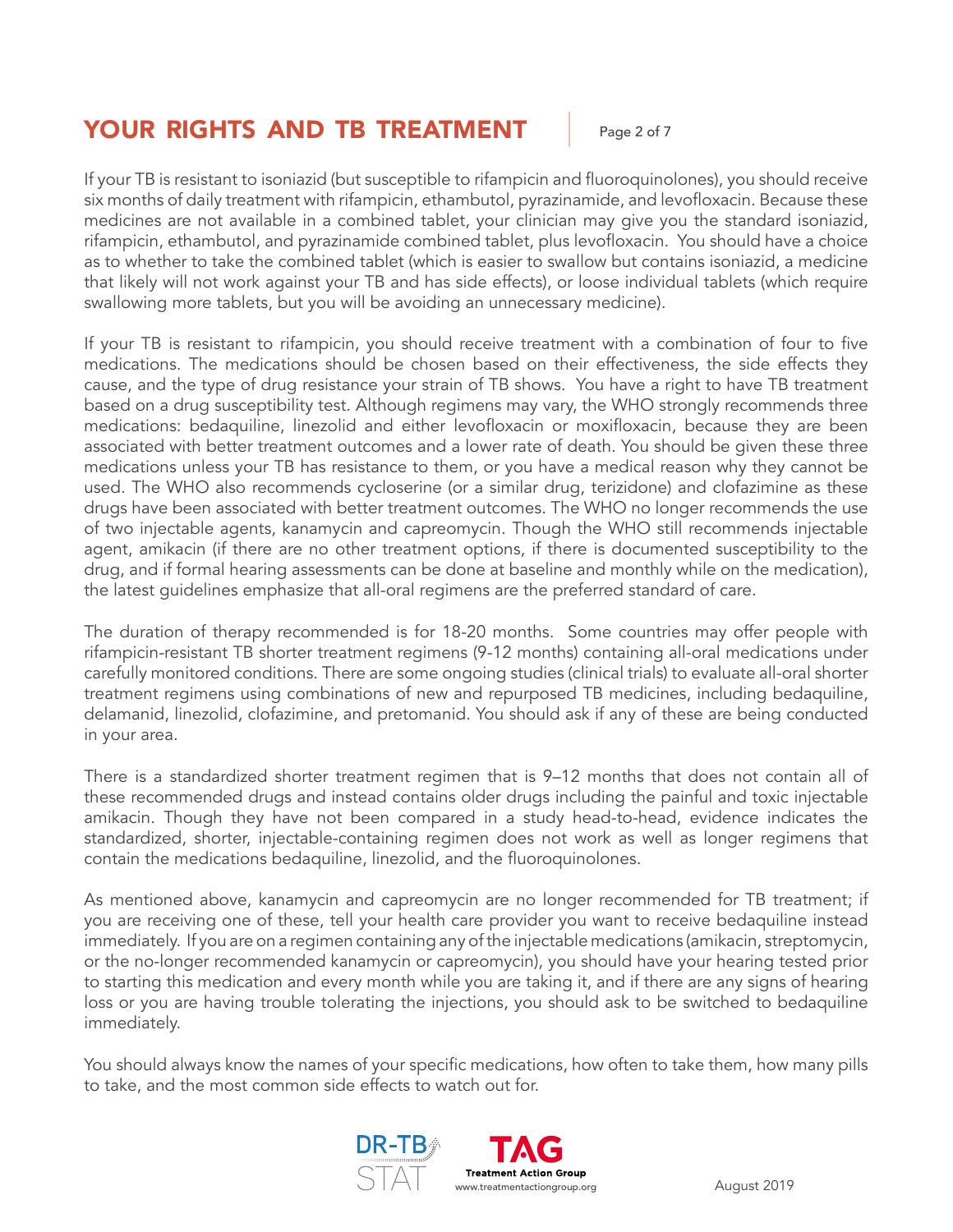# YOUR RIGHTS AND TB TREATMENT

If your TB is resistant to isoniazid (but susceptible to rifampicin and fluoroquinolones), you should receive six months of daily treatment with rifampicin, ethambutol, pyrazinamide, and levofloxacin. Because these medicines are not available in a combined tablet, your clinician may give you the standard isoniazid, rifampicin, ethambutol, and pyrazinamide combined tablet, plus levofloxacin. You should have a choice as to whether to take the combined tablet (which is easier to swallow but contains isoniazid, a medicine that likely will not work against your TB and has side effects), or loose individual tablets (which require swallowing more tablets, but you will be avoiding an unnecessary medicine).

If your TB is resistant to rifampicin, you should receive treatment with a combination of four to five medications. The medications should be chosen based on their effectiveness, the side effects they cause, and the type of drug resistance your strain of TB shows. You have a right to have TB treatment based on a drug susceptibility test. Although regimens may vary, the WHO strongly recommends three medications: bedaquiline, linezolid and either levofloxacin or moxifloxacin, because they are been associated with better treatment outcomes and a lower rate of death. You should be given these three medications unless your TB has resistance to them, or you have a medical reason why they cannot be used. The WHO also recommends cycloserine (or a similar drug, terizidone) and clofazimine as these drugs have been associated with better treatment outcomes. The WHO no longer recommends the use of two injectable agents, kanamycin and capreomycin. Though the WHO still recommends injectable agent, amikacin (if there are no other treatment options, if there is documented susceptibility to the drug, and if formal hearing assessments can be done at baseline and monthly while on the medication), the latest guidelines emphasize that all-oral regimens are the preferred standard of care.

The duration of therapy recommended is for 18-20 months. Some countries may offer people with rifampicin-resistant TB shorter treatment regimens (9-12 months) containing all-oral medications under carefully monitored conditions. There are some ongoing studies (clinical trials) to evaluate all-oral shorter treatment regimens using combinations of new and repurposed TB medicines, including bedaquiline, delamanid, linezolid, clofazimine, and pretomanid. You should ask if any of these are being conducted in your area.

There is a standardized shorter treatment regimen that is 9–12 months that does not contain all of these recommended drugs and instead contains older drugs including the painful and toxic injectable amikacin. Though they have not been compared in a study head-to-head, evidence indicates the standardized, shorter, injectable-containing regimen does not work as well as longer regimens that contain the medications bedaquiline, linezolid, and the fluoroquinolones.

As mentioned above, kanamycin and capreomycin are no longer recommended for TB treatment; if you are receiving one of these, tell your health care provider you want to receive bedaquiline instead immediately. If you are on a regimen containing any of the injectable medications (amikacin, streptomycin, or the no-longer recommended kanamycin or capreomycin), you should have your hearing tested prior to starting this medication and every month while you are taking it, and if there are any signs of hearing loss or you are having trouble tolerating the injections, you should ask to be switched to bedaquiline immediately.

You should always know the names of your specific medications, how often to take them, how many pills to take, and the most common side effects to watch out for.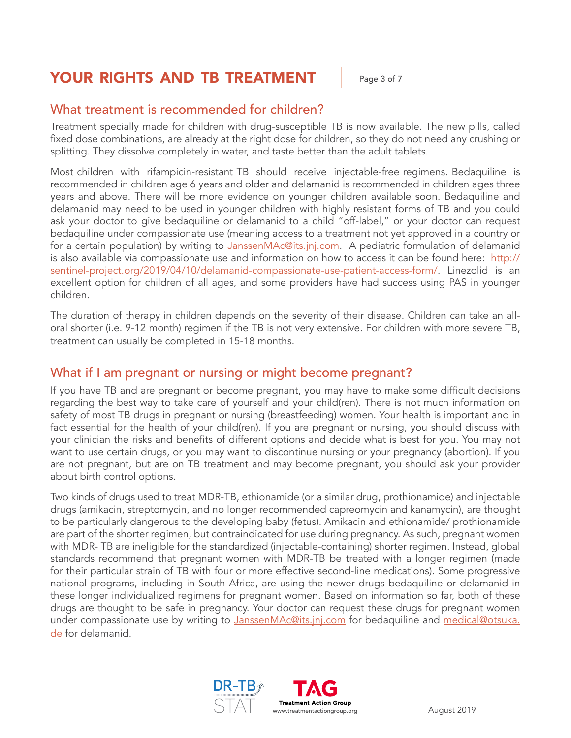## What treatment is recommended for children?

Treatment specially made for children with drug-susceptible TB is now available. The new pills, called fixed dose combinations, are already at the right dose for children, so they do not need any crushing or splitting. They dissolve completely in water, and taste better than the adult tablets.

Most children with rifampicin-resistant TB should receive injectable-free regimens. Bedaquiline is recommended in children age 6 years and older and delamanid is recommended in children ages three years and above. There will be more evidence on younger children available soon. Bedaquiline and delamanid may need to be used in younger children with highly resistant forms of TB and you could ask your doctor to give bedaquiline or delamanid to a child "off-label," or your doctor can request bedaquiline under compassionate use (meaning access to a treatment not yet approved in a country or for a certain population) by writing to JanssenMAc@its.jnj.com. A pediatric formulation of delamanid is also available via compassionate use and information on how to access it can be found here: http://sentinel-project.org/2019/04/10/delamanid-compassionate-use-patient-access-form/. Linezolid is an excellent option for children of all ages, and some providers have had success using PAS in younger children.

The duration of therapy in children depends on the severity of their disease. Children can take an all-oral shorter (i.e. 9-12 month) regimen if the TB is not very extensive. For children with more severe TB, treatment can usually be completed in 15-18 months.

## What if I am pregnant or nursing or might become pregnant?

If you have TB and are pregnant or become pregnant, you may have to make some difficult decisions regarding the best way to take care of yourself and your child(ren). There is not much information on safety of most TB drugs in pregnant or nursing (breastfeeding) women. Your health is important and in fact essential for the health of your child(ren). If you are pregnant or nursing, you should discuss with your clinician the risks and benefits of different options and decide what is best for you. You may not want to use certain drugs, or you may want to discontinue nursing or your pregnancy (abortion). If you are not pregnant, but are on TB treatment and may become pregnant, you should ask your provider about birth control options.

Two kinds of drugs used to treat MDR-TB, ethionamide (or a similar drug, prothionamide) and injectable drugs (amikacin, streptomycin, and no longer recommended capreomycin and kanamycin), are thought to be particularly dangerous to the developing baby (fetus). Amikacin and ethionamide/ prothionamide are part of the shorter regimen, but contraindicated for use during pregnancy. As such, pregnant women with MDR- TB are ineligible for the standardized (injectable-containing) shorter regimen. Instead, global standards recommend that pregnant women with MDR-TB be treated with a longer regimen (made for their particular strain of TB with four or more effective second-line medications). Some progressive national programs, including in South Africa, are using the newer drugs bedaquiline or delamanid in these longer individualized regimens for pregnant women. Based on information so far, both of these drugs are thought to be safe in pregnancy. Your doctor can request these drugs for pregnant women under compassionate use by writing to JanssenMAc@its.jnj.com for bedaquiline and medical@otsuka.de for delamanid.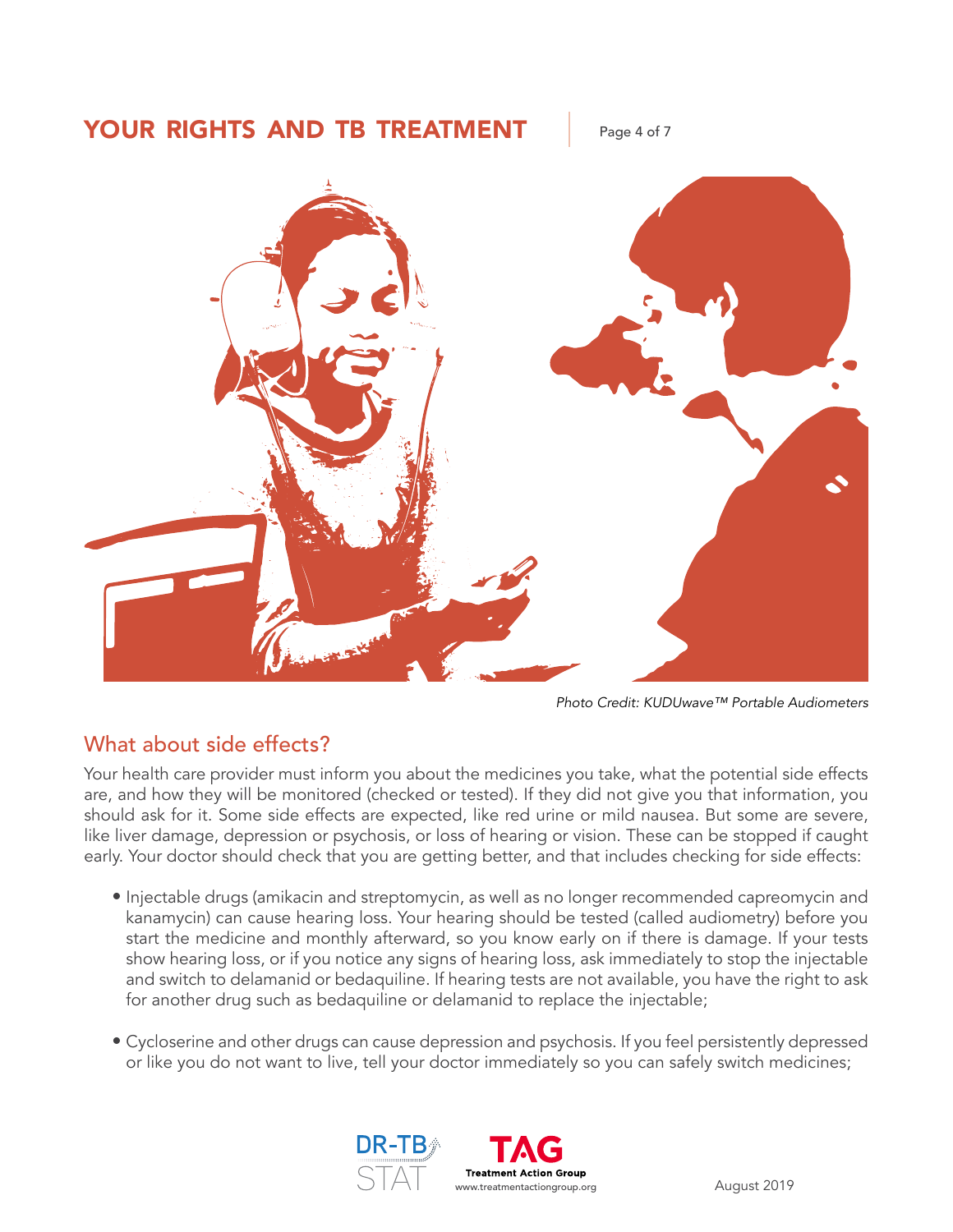Photo Credit: KUDUwave™ Portable Audiometers

## What about side effects?

Your health care provider must inform you about the medicines you take, what the potential side effects are, and how they will be monitored (checked or tested). If they did not give you that information, you should ask for it. Some side effects are expected, like red urine or mild nausea. But some are severe, like liver damage, depression or psychosis, or loss of hearing or vision. These can be stopped if caught early. Your doctor should check that you are getting better, and that includes checking for side effects:

- Injectable drugs (amikacin and streptomycin, as well as no longer recommended capreomycin and kanamycin) can cause hearing loss. Your hearing should be tested (called audiometry) before you start the medicine and monthly afterward, so you know early on if there is damage. If your tests show hearing loss, or if you notice any signs of hearing loss, ask immediately to stop the injectable and switch to delamanid or bedaquiline. If hearing tests are not available, you have the right to ask for another drug such as bedaquiline or delamanid to replace the injectable;

- Cycloserine and other drugs can cause depression and psychosis. If you feel persistently depressed or like you do not want to live, tell your doctor immediately so you can safely switch medicines;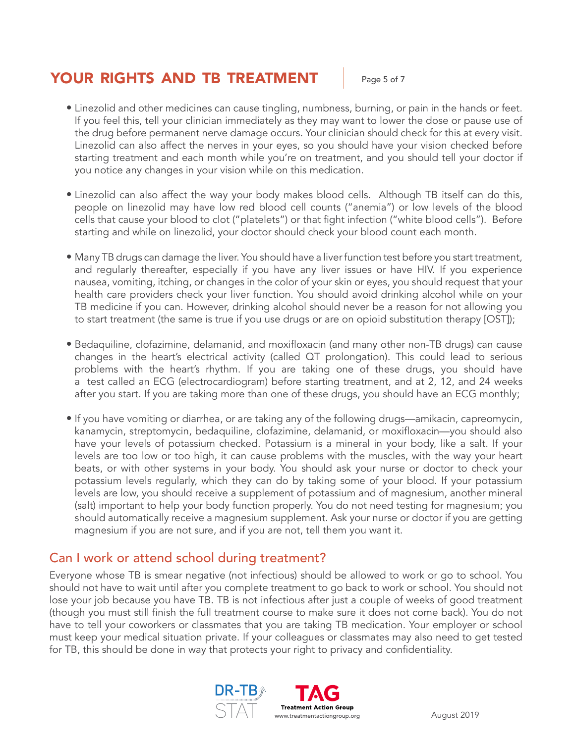- Linezolid and other medicines can cause tingling, numbness, burning, or pain in the hands or feet. If you feel this, tell your clinician immediately as they may want to lower the dose or pause use of the drug before permanent nerve damage occurs. Your clinician should check for this at every visit. Linezolid can also affect the nerves in your eyes, so you should have your vision checked before starting treatment and each month while you're on treatment, and you should tell your doctor if you notice any changes in your vision while on this medication.

- Linezolid can also affect the way your body makes blood cells. Although TB itself can do this, people on linezolid may have low red blood cell counts ("anemia") or low levels of the blood cells that cause your blood to clot ("platelets") or that fight infection ("white blood cells"). Before starting and while on linezolid, your doctor should check your blood count each month.

- Many TB drugs can damage the liver. You should have a liver function test before you start treatment, and regularly thereafter, especially if you have any liver issues or have HIV. If you experience nausea, vomiting, itching, or changes in the color of your skin or eyes, you should request that your health care providers check your liver function. You should avoid drinking alcohol while on your TB medicine if you can. However, drinking alcohol should never be a reason for not allowing you to start treatment (the same is true if you use drugs or are on opioid substitution therapy [OST]);

- Bedaquiline, clofazimine, delamanid, and moxifloxacin (and many other non-TB drugs) can cause changes in the heart's electrical activity (called QT prolongation). This could lead to serious problems with the heart's rhythm. If you are taking one of these drugs, you should have a test called an ECG (electrocardiogram) before starting treatment, and at 2, 12, and 24 weeks after you start. If you are taking more than one of these drugs, you should have an ECG monthly;

- If you have vomiting or diarrhea, or are taking any of the following drugs—amikacin, capreomycin, kanamycin, streptomycin, bedaquiline, clofazimine, delamanid, or moxifloxacin—you should also have your levels of potassium checked. Potassium is a mineral in your body, like a salt. If your levels are too low or too high, it can cause problems with the muscles, with the way your heart beats, or with other systems in your body. You should ask your nurse or doctor to check your potassium levels regularly, which they can do by taking some of your blood. If your potassium levels are low, you should receive a supplement of potassium and of magnesium, another mineral (salt) important to help your body function properly. You do not need testing for magnesium; you should automatically receive a magnesium supplement. Ask your nurse or doctor if you are getting magnesium if you are not sure, and if you are not, tell them you want it.

## Can I work or attend school during treatment?

Everyone whose TB is smear negative (not infectious) should be allowed to work or go to school. You should not have to wait until after you complete treatment to go back to work or school. You should not lose your job because you have TB. TB is not infectious after just a couple of weeks of good treatment (though you must still finish the full treatment course to make sure it does not come back). You do not have to tell your coworkers or classmates that you are taking TB medication. Your employer or school must keep your medical situation private. If your colleagues or classmates may also need to get tested for TB, this should be done in way that protects your right to privacy and confidentiality.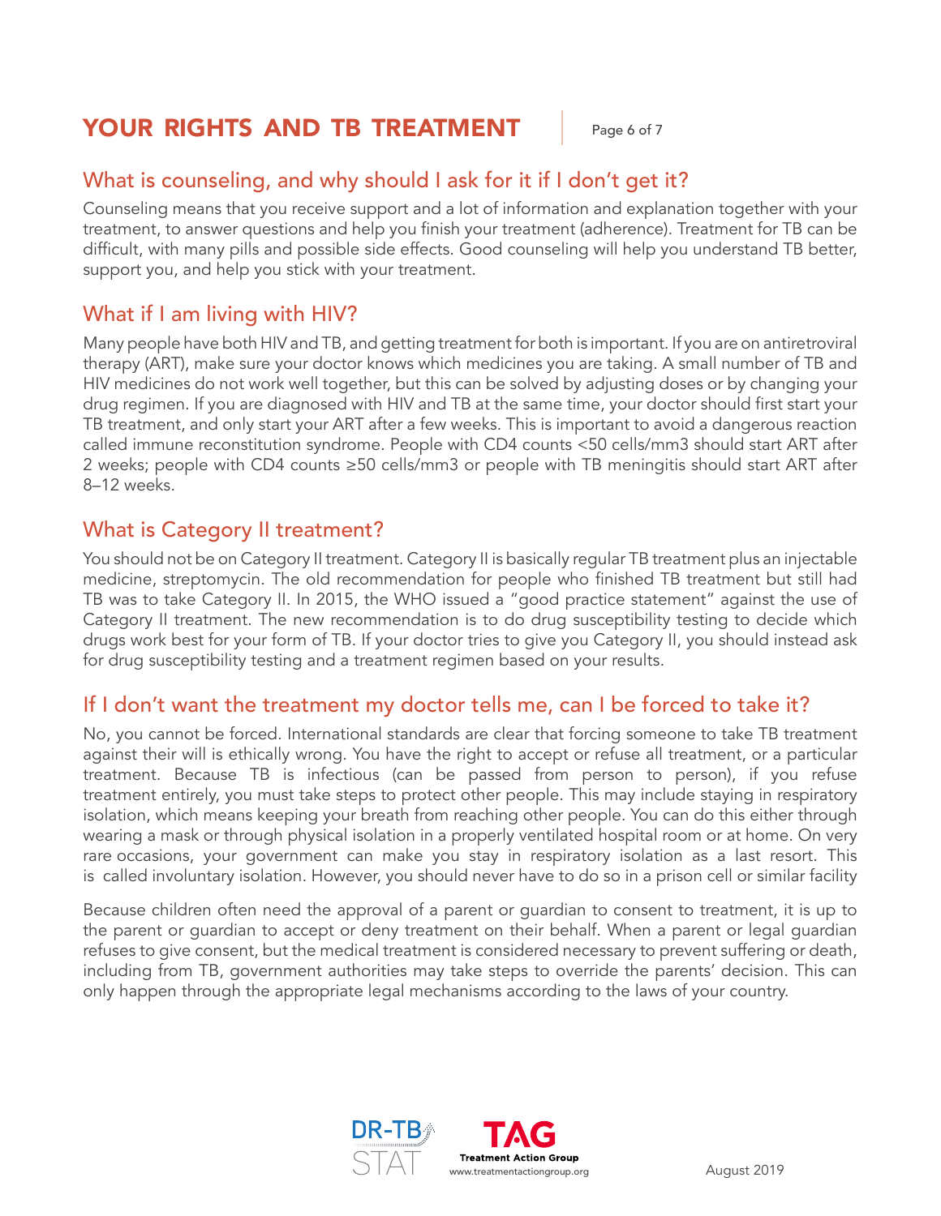## What is counseling, and why should I ask for it if I don't get it?

Counseling means that you receive support and a lot of information and explanation together with your treatment, to answer questions and help you finish your treatment (adherence). Treatment for TB can be difficult, with many pills and possible side effects. Good counseling will help you understand TB better, support you, and help you stick with your treatment.

## What if I am living with HIV?

Many people have both HIV and TB, and getting treatment for both is important. If you are on antiretroviral therapy (ART), make sure your doctor knows which medicines you are taking. A small number of TB and HIV medicines do not work well together, but this can be solved by adjusting doses or by changing your drug regimen. If you are diagnosed with HIV and TB at the same time, your doctor should first start your TB treatment, and only start your ART after a few weeks. This is important to avoid a dangerous reaction called immune reconstitution syndrome. People with CD4 counts <50 cells/mm3 should start ART after 2 weeks; people with CD4 counts ≥50 cells/mm3 or people with TB meningitis should start ART after 8–12 weeks.

## What is Category II treatment?

You should not be on Category II treatment. Category II is basically regular TB treatment plus an injectable medicine, streptomycin. The old recommendation for people who finished TB treatment but still had TB was to take Category II. In 2015, the WHO issued a "good practice statement" against the use of Category II treatment. The new recommendation is to do drug susceptibility testing to decide which drugs work best for your form of TB. If your doctor tries to give you Category II, you should instead ask for drug susceptibility testing and a treatment regimen based on your results.

## If I don't want the treatment my doctor tells me, can I be forced to take it?

No, you cannot be forced. International standards are clear that forcing someone to take TB treatment against their will is ethically wrong. You have the right to accept or refuse all treatment, or a particular treatment. Because TB is infectious (can be passed from person to person), if you refuse treatment entirely, you must take steps to protect other people. This may include staying in respiratory isolation, which means keeping your breath from reaching other people. You can do this either through wearing a mask or through physical isolation in a properly ventilated hospital room or at home. On very rare occasions, your government can make you stay in respiratory isolation as a last resort. This is called involuntary isolation. However, you should never have to do so in a prison cell or similar facility

Because children often need the approval of a parent or guardian to consent to treatment, it is up to the parent or guardian to accept or deny treatment on their behalf. When a parent or legal guardian refuses to give consent, but the medical treatment is considered necessary to prevent suffering or death, including from TB, government authorities may take steps to override the parents' decision. This can only happen through the appropriate legal mechanisms according to the laws of your country.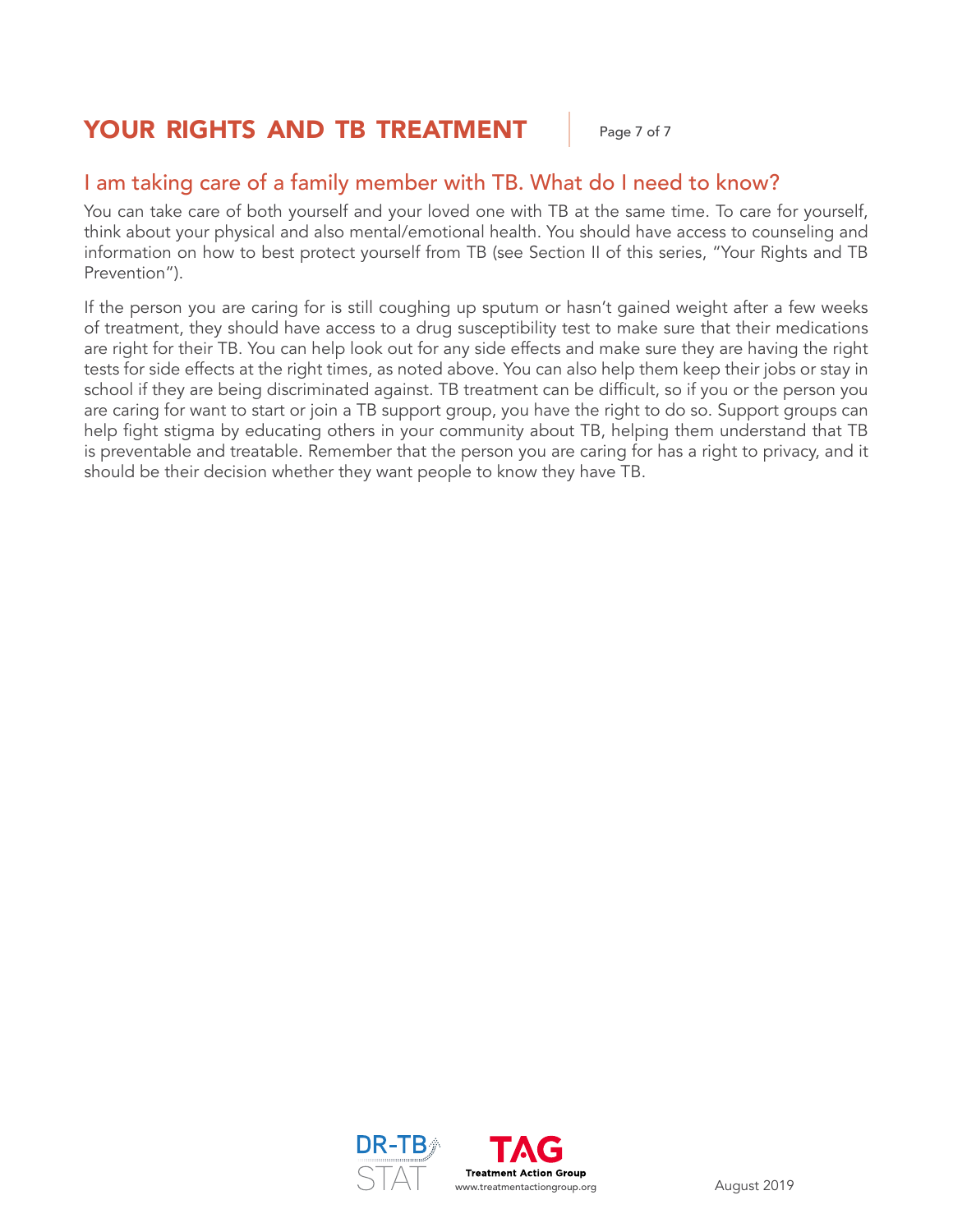## I am taking care of a family member with TB. What do I need to know?

You can take care of both yourself and your loved one with TB at the same time. To care for yourself, think about your physical and also mental/emotional health. You should have access to counseling and information on how to best protect yourself from TB (see Section II of this series, "Your Rights and TB Prevention").

If the person you are caring for is still coughing up sputum or hasn't gained weight after a few weeks of treatment, they should have access to a drug susceptibility test to make sure that their medications are right for their TB. You can help look out for any side effects and make sure they are having the right tests for side effects at the right times, as noted above. You can also help them keep their jobs or stay in school if they are being discriminated against. TB treatment can be difficult, so if you or the person you are caring for want to start or join a TB support group, you have the right to do so. Support groups can help fight stigma by educating others in your community about TB, helping them understand that TB is preventable and treatable. Remember that the person you are caring for has a right to privacy, and it should be their decision whether they want people to know they have TB.

DR-TB STAT

TAG
Treatment Action Group
www.treatmentactiongroup.org

August 2019